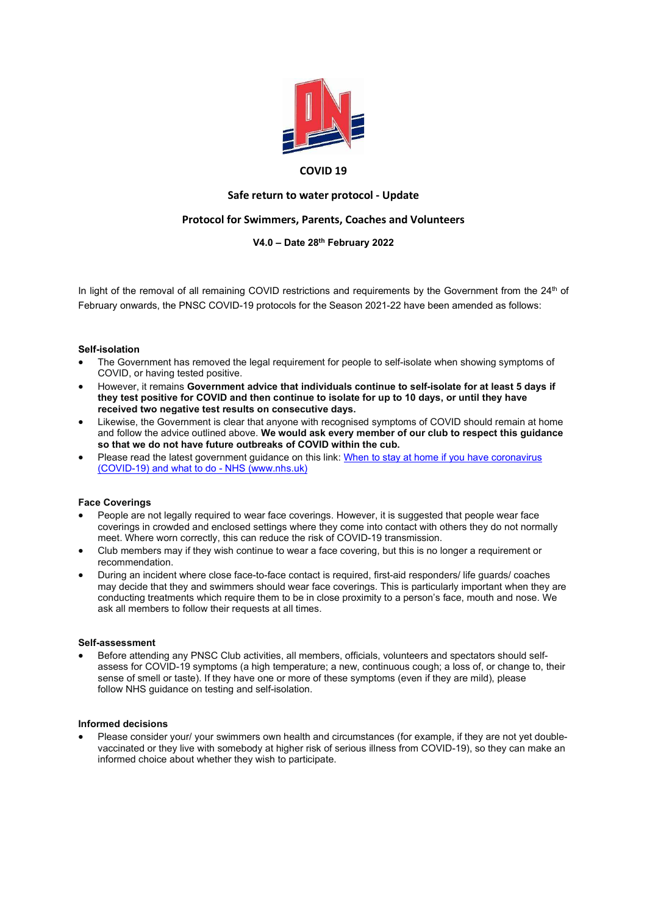# COVID 19

## Safe return to water protocol - Update

## Protocol for Swimmers, Parents, Coaches and Volunteers

**V4.0 – Date 28th February 2022**

In light of the removal of all remaining COVID restrictions and requirements by the Government from the 24th of February onwards, the PNSC COVID-19 protocols for the Season 2021-22 have been amended as follows:

### Self-isolation

- The Government has removed the legal requirement for people to self-isolate when showing symptoms of COVID, or having tested positive.
- However, it remains **Government advice that individuals continue to self-isolate for at least 5 days if they test positive for COVID and then continue to isolate for up to 10 days, or until they have received two negative test results on consecutive days.**
- Likewise, the Government is clear that anyone with recognised symptoms of COVID should remain at home and follow the advice outlined above. **We would ask every member of our club to respect this guidance so that we do not have future outbreaks of COVID within the cub.**
- Please read the latest government guidance on this link: [When to stay at home if you have coronavirus (COVID-19) and what to do - NHS (www.nhs.uk)]

### Face Coverings

- People are not legally required to wear face coverings. However, it is suggested that people wear face coverings in crowded and enclosed settings where they come into contact with others they do not normally meet. Where worn correctly, this can reduce the risk of COVID-19 transmission.
- Club members may if they wish continue to wear a face covering, but this is no longer a requirement or recommendation.
- During an incident where close face-to-face contact is required, first-aid responders/ life guards/ coaches may decide that they and swimmers should wear face coverings. This is particularly important when they are conducting treatments which require them to be in close proximity to a person's face, mouth and nose. We ask all members to follow their requests at all times.

### Self-assessment

- Before attending any PNSC Club activities, all members, officials, volunteers and spectators should self-assess for COVID-19 symptoms (a high temperature; a new, continuous cough; a loss of, or change to, their sense of smell or taste). If they have one or more of these symptoms (even if they are mild), please follow NHS guidance on testing and self-isolation.

### Informed decisions

- Please consider your/ your swimmers own health and circumstances (for example, if they are not yet double-vaccinated or they live with somebody at higher risk of serious illness from COVID-19), so they can make an informed choice about whether they wish to participate.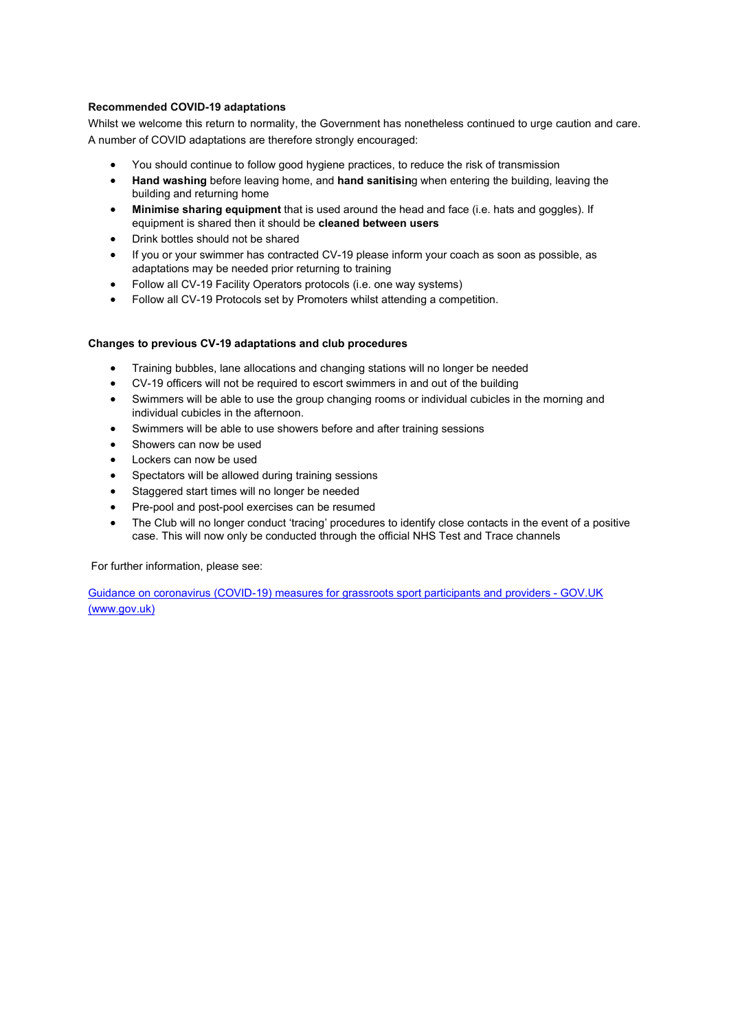**Recommended COVID-19 adaptations**

Whilst we welcome this return to normality, the Government has nonetheless continued to urge caution and care. A number of COVID adaptations are therefore strongly encouraged:

- You should continue to follow good hygiene practices, to reduce the risk of transmission
- **Hand washing** before leaving home, and **hand sanitising** when entering the building, leaving the building and returning home
- **Minimise sharing equipment** that is used around the head and face (i.e. hats and goggles). If equipment is shared then it should be **cleaned between users**
- Drink bottles should not be shared
- If you or your swimmer has contracted CV-19 please inform your coach as soon as possible, as adaptations may be needed prior returning to training
- Follow all CV-19 Facility Operators protocols (i.e. one way systems)
- Follow all CV-19 Protocols set by Promoters whilst attending a competition.

**Changes to previous CV-19 adaptations and club procedures**

- Training bubbles, lane allocations and changing stations will no longer be needed
- CV-19 officers will not be required to escort swimmers in and out of the building
- Swimmers will be able to use the group changing rooms or individual cubicles in the morning and individual cubicles in the afternoon.
- Swimmers will be able to use showers before and after training sessions
- Showers can now be used
- Lockers can now be used
- Spectators will be allowed during training sessions
- Staggered start times will no longer be needed
- Pre-pool and post-pool exercises can be resumed
- The Club will no longer conduct 'tracing' procedures to identify close contacts in the event of a positive case. This will now only be conducted through the official NHS Test and Trace channels

For further information, please see:

Guidance on coronavirus (COVID-19) measures for grassroots sport participants and providers - GOV.UK (www.gov.uk)